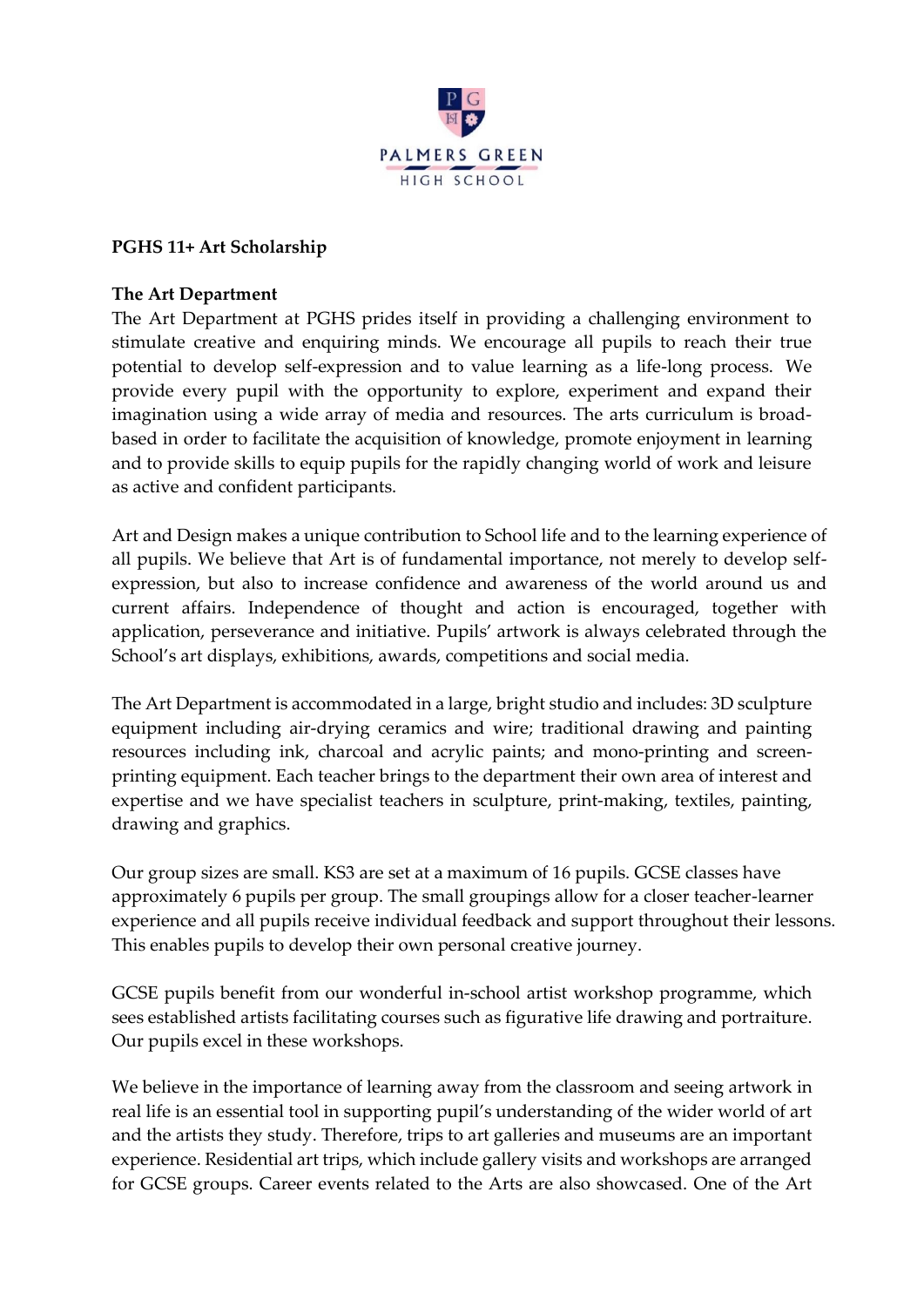PALMERS GREEN

HIGH SCHOOL

**PGHS 11+ Art Scholarship**

**The Art Department**

The Art Department at PGHS prides itself in providing a challenging environment to stimulate creative and enquiring minds. We encourage all pupils to reach their true potential to develop self-expression and to value learning as a life-long process. We provide every pupil with the opportunity to explore, experiment and expand their imagination using a wide array of media and resources. The arts curriculum is broad-based in order to facilitate the acquisition of knowledge, promote enjoyment in learning and to provide skills to equip pupils for the rapidly changing world of work and leisure as active and confident participants.

Art and Design makes a unique contribution to School life and to the learning experience of all pupils. We believe that Art is of fundamental importance, not merely to develop self-expression, but also to increase confidence and awareness of the world around us and current affairs. Independence of thought and action is encouraged, together with application, perseverance and initiative. Pupils' artwork is always celebrated through the School's art displays, exhibitions, awards, competitions and social media.

The Art Department is accommodated in a large, bright studio and includes: 3D sculpture equipment including air-drying ceramics and wire; traditional drawing and painting resources including ink, charcoal and acrylic paints; and mono-printing and screen-printing equipment. Each teacher brings to the department their own area of interest and expertise and we have specialist teachers in sculpture, print-making, textiles, painting, drawing and graphics.

Our group sizes are small. KS3 are set at a maximum of 16 pupils. GCSE classes have approximately 6 pupils per group. The small groupings allow for a closer teacher-learner experience and all pupils receive individual feedback and support throughout their lessons. This enables pupils to develop their own personal creative journey.

GCSE pupils benefit from our wonderful in-school artist workshop programme, which sees established artists facilitating courses such as figurative life drawing and portraiture. Our pupils excel in these workshops.

We believe in the importance of learning away from the classroom and seeing artwork in real life is an essential tool in supporting pupil's understanding of the wider world of art and the artists they study. Therefore, trips to art galleries and museums are an important experience. Residential art trips, which include gallery visits and workshops are arranged for GCSE groups. Career events related to the Arts are also showcased. One of the Art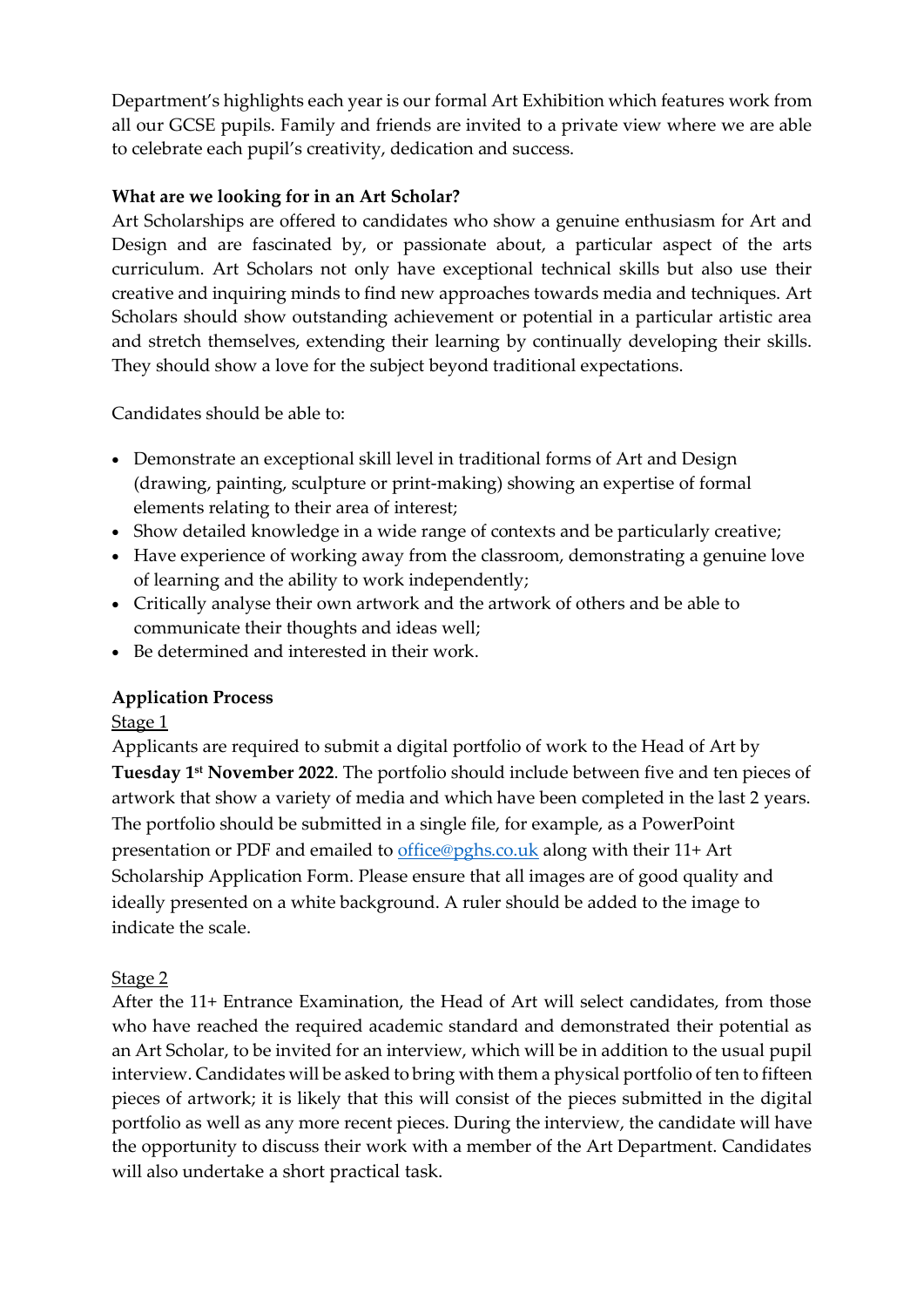Department's highlights each year is our formal Art Exhibition which features work from all our GCSE pupils. Family and friends are invited to a private view where we are able to celebrate each pupil's creativity, dedication and success.

**What are we looking for in an Art Scholar?**

Art Scholarships are offered to candidates who show a genuine enthusiasm for Art and Design and are fascinated by, or passionate about, a particular aspect of the arts curriculum. Art Scholars not only have exceptional technical skills but also use their creative and inquiring minds to find new approaches towards media and techniques. Art Scholars should show outstanding achievement or potential in a particular artistic area and stretch themselves, extending their learning by continually developing their skills. They should show a love for the subject beyond traditional expectations.

Candidates should be able to:

- Demonstrate an exceptional skill level in traditional forms of Art and Design (drawing, painting, sculpture or print-making) showing an expertise of formal elements relating to their area of interest;
- Show detailed knowledge in a wide range of contexts and be particularly creative;
- Have experience of working away from the classroom, demonstrating a genuine love of learning and the ability to work independently;
- Critically analyse their own artwork and the artwork of others and be able to communicate their thoughts and ideas well;
- Be determined and interested in their work.

**Application Process**

Stage 1

Applicants are required to submit a digital portfolio of work to the Head of Art by **Tuesday 1st November 2022**. The portfolio should include between five and ten pieces of artwork that show a variety of media and which have been completed in the last 2 years. The portfolio should be submitted in a single file, for example, as a PowerPoint presentation or PDF and emailed to office@pghs.co.uk along with their 11+ Art Scholarship Application Form. Please ensure that all images are of good quality and ideally presented on a white background. A ruler should be added to the image to indicate the scale.

Stage 2

After the 11+ Entrance Examination, the Head of Art will select candidates, from those who have reached the required academic standard and demonstrated their potential as an Art Scholar, to be invited for an interview, which will be in addition to the usual pupil interview. Candidates will be asked to bring with them a physical portfolio of ten to fifteen pieces of artwork; it is likely that this will consist of the pieces submitted in the digital portfolio as well as any more recent pieces. During the interview, the candidate will have the opportunity to discuss their work with a member of the Art Department. Candidates will also undertake a short practical task.